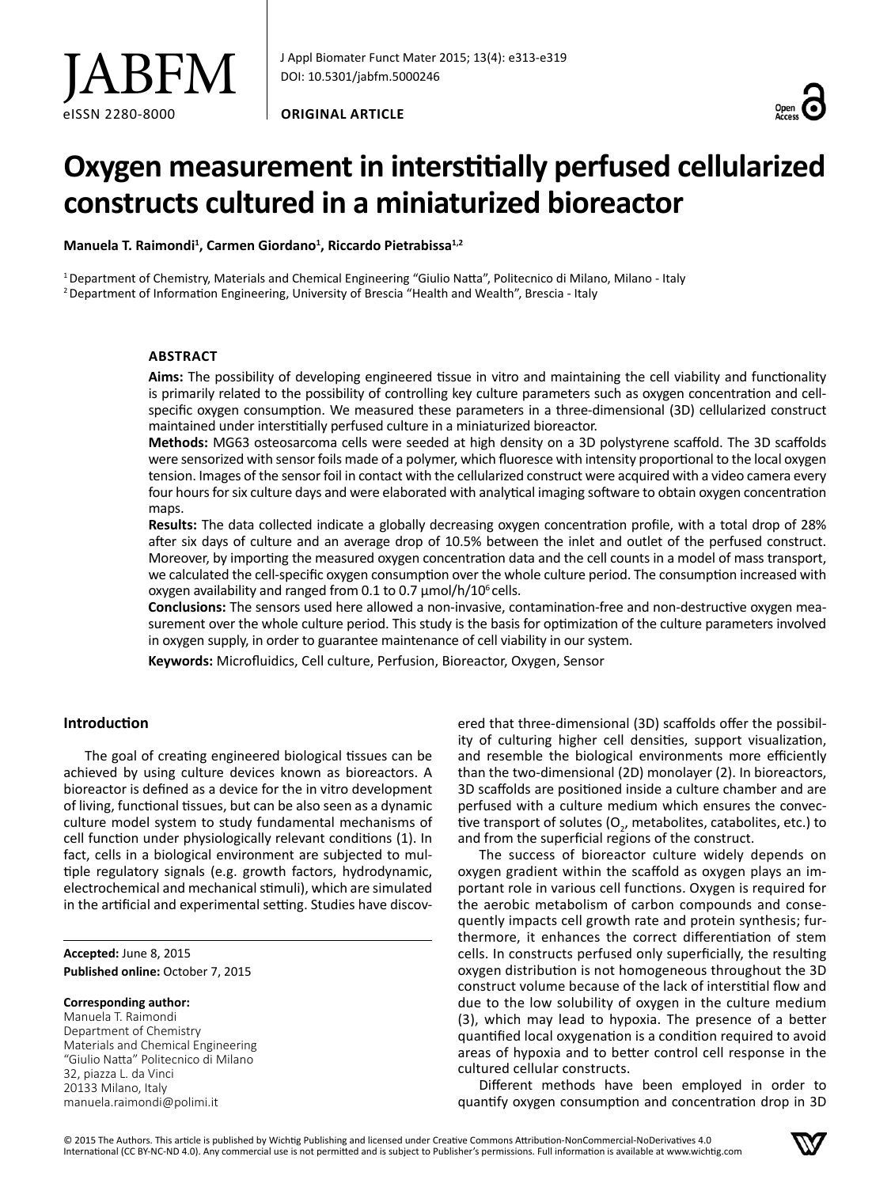JABFM

eISSN 2280-8000

ORIGINAL ARTICLE

# Oxygen measurement in interstitially perfused cellularized constructs cultured in a miniaturized bioreactor

**Manuela T. Raimondi[1], Carmen Giordano[1], Riccardo Pietrabissa[1,2]**

[1] Department of Chemistry, Materials and Chemical Engineering "Giulio Natta", Politecnico di Milano, Milano - Italy
[2] Department of Information Engineering, University of Brescia "Health and Wealth", Brescia - Italy

## ABSTRACT

**Aims:** The possibility of developing engineered tissue in vitro and maintaining the cell viability and functionality is primarily related to the possibility of controlling key culture parameters such as oxygen concentration and cell-specific oxygen consumption. We measured these parameters in a three-dimensional (3D) cellularized construct maintained under interstitially perfused culture in a miniaturized bioreactor.

**Methods:** MG63 osteosarcoma cells were seeded at high density on a 3D polystyrene scaffold. The 3D scaffolds were sensorized with sensor foils made of a polymer, which fluoresce with intensity proportional to the local oxygen tension. Images of the sensor foil in contact with the cellularized construct were acquired with a video camera every four hours for six culture days and were elaborated with analytical imaging software to obtain oxygen concentration maps.

**Results:** The data collected indicate a globally decreasing oxygen concentration profile, with a total drop of 28% after six days of culture and an average drop of 10.5% between the inlet and outlet of the perfused construct. Moreover, by importing the measured oxygen concentration data and the cell counts in a model of mass transport, we calculated the cell-specific oxygen consumption over the whole culture period. The consumption increased with oxygen availability and ranged from 0.1 to 0.7 µmol/h/$10^6$ cells.

**Conclusions:** The sensors used here allowed a non-invasive, contamination-free and non-destructive oxygen measurement over the whole culture period. This study is the basis for optimization of the culture parameters involved in oxygen supply, in order to guarantee maintenance of cell viability in our system.

**Keywords:** Microfluidics, Cell culture, Perfusion, Bioreactor, Oxygen, Sensor

## Introduction

The goal of creating engineered biological tissues can be achieved by using culture devices known as bioreactors. A bioreactor is defined as a device for the in vitro development of living, functional tissues, but can be also seen as a dynamic culture model system to study fundamental mechanisms of cell function under physiologically relevant conditions (1). In fact, cells in a biological environment are subjected to multiple regulatory signals (e.g. growth factors, hydrodynamic, electrochemical and mechanical stimuli), which are simulated in the artificial and experimental setting. Studies have discovered that three-dimensional (3D) scaffolds offer the possibility of culturing higher cell densities, support visualization, and resemble the biological environments more efficiently than the two-dimensional (2D) monolayer (2). In bioreactors, 3D scaffolds are positioned inside a culture chamber and are perfused with a culture medium which ensures the convective transport of solutes ($O_2$, metabolites, catabolites, etc.) to and from the superficial regions of the construct.

The success of bioreactor culture widely depends on oxygen gradient within the scaffold as oxygen plays an important role in various cell functions. Oxygen is required for the aerobic metabolism of carbon compounds and consequently impacts cell growth rate and protein synthesis; furthermore, it enhances the correct differentiation of stem cells. In constructs perfused only superficially, the resulting oxygen distribution is not homogeneous throughout the 3D construct volume because of the lack of interstitial flow and due to the low solubility of oxygen in the culture medium (3), which may lead to hypoxia. The presence of a better quantified local oxygenation is a condition required to avoid areas of hypoxia and to better control cell response in the cultured cellular constructs.

Different methods have been employed in order to quantify oxygen consumption and concentration drop in 3D

**Accepted:** June 8, 2015
**Published online:** October 7, 2015

**Corresponding author:**
Manuela T. Raimondi
Department of Chemistry
Materials and Chemical Engineering
"Giulio Natta" Politecnico di Milano
32, piazza L. da Vinci
20133 Milano, Italy
manuela.raimondi@polimi.it

© 2015 The Authors. This article is published by Wichtig Publishing and licensed under Creative Commons Attribution-NonCommercial-NoDerivatives 4.0 International (CC BY-NC-ND 4.0). Any commercial use is not permitted and is subject to Publisher's permissions. Full information is available at www.wichtig.com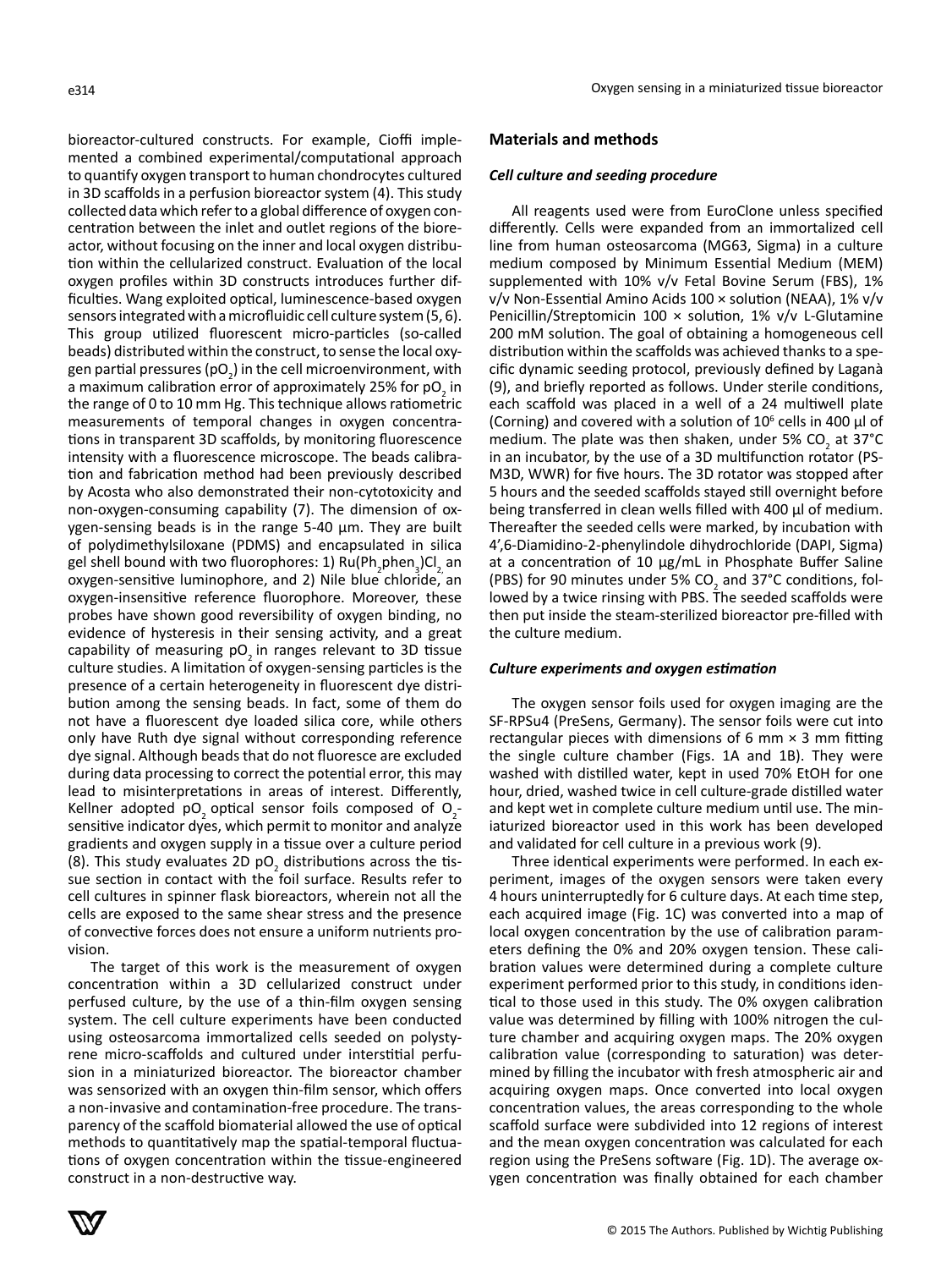bioreactor-cultured constructs. For example, Cioffi implemented a combined experimental/computational approach to quantify oxygen transport to human chondrocytes cultured in 3D scaffolds in a perfusion bioreactor system (4). This study collected data which refer to a global difference of oxygen concentration between the inlet and outlet regions of the bioreactor, without focusing on the inner and local oxygen distribution within the cellularized construct. Evaluation of the local oxygen profiles within 3D constructs introduces further difficulties. Wang exploited optical, luminescence-based oxygen sensors integrated with a microfluidic cell culture system (5, 6). This group utilized fluorescent micro-particles (so-called beads) distributed within the construct, to sense the local oxygen partial pressures ($pO_2$) in the cell microenvironment, with a maximum calibration error of approximately 25% for $pO_2$ in the range of 0 to 10 mm Hg. This technique allows ratiometric measurements of temporal changes in oxygen concentrations in transparent 3D scaffolds, by monitoring fluorescence intensity with a fluorescence microscope. The beads calibration and fabrication method had been previously described by Acosta who also demonstrated their non-cytotoxicity and non-oxygen-consuming capability (7). The dimension of oxygen-sensing beads is in the range 5-40 µm. They are built of polydimethylsiloxane (PDMS) and encapsulated in silica gel shell bound with two fluorophores: 1) $Ru(Ph_2phen_3)Cl_2$, an oxygen-sensitive luminophore, and 2) Nile blue chloride, an oxygen-insensitive reference fluorophore. Moreover, these probes have shown good reversibility of oxygen binding, no evidence of hysteresis in their sensing activity, and a great capability of measuring $pO_2$ in ranges relevant to 3D tissue culture studies. A limitation of oxygen-sensing particles is the presence of a certain heterogeneity in fluorescent dye distribution among the sensing beads. In fact, some of them do not have a fluorescent dye loaded silica core, while others only have Ruth dye signal without corresponding reference dye signal. Although beads that do not fluoresce are excluded during data processing to correct the potential error, this may lead to misinterpretations in areas of interest. Differently, Kellner adopted $pO_2$ optical sensor foils composed of $O_2$-sensitive indicator dyes, which permit to monitor and analyze gradients and oxygen supply in a tissue over a culture period (8). This study evaluates 2D $pO_2$ distributions across the tissue section in contact with the foil surface. Results refer to cell cultures in spinner flask bioreactors, wherein not all the cells are exposed to the same shear stress and the presence of convective forces does not ensure a uniform nutrients provision.

The target of this work is the measurement of oxygen concentration within a 3D cellularized construct under perfused culture, by the use of a thin-film oxygen sensing system. The cell culture experiments have been conducted using osteosarcoma immortalized cells seeded on polystyrene micro-scaffolds and cultured under interstitial perfusion in a miniaturized bioreactor. The bioreactor chamber was sensorized with an oxygen thin-film sensor, which offers a non-invasive and contamination-free procedure. The transparency of the scaffold biomaterial allowed the use of optical methods to quantitatively map the spatial-temporal fluctuations of oxygen concentration within the tissue-engineered construct in a non-destructive way.

## Materials and methods

### *Cell culture and seeding procedure*

All reagents used were from EuroClone unless specified differently. Cells were expanded from an immortalized cell line from human osteosarcoma (MG63, Sigma) in a culture medium composed by Minimum Essential Medium (MEM) supplemented with 10% v/v Fetal Bovine Serum (FBS), 1% v/v Non-Essential Amino Acids 100 × solution (NEAA), 1% v/v Penicillin/Streptomicin 100 × solution, 1% v/v L-Glutamine 200 mM solution. The goal of obtaining a homogeneous cell distribution within the scaffolds was achieved thanks to a specific dynamic seeding protocol, previously defined by Laganà (9), and briefly reported as follows. Under sterile conditions, each scaffold was placed in a well of a 24 multiwell plate (Corning) and covered with a solution of $10^6$ cells in 400 µl of medium. The plate was then shaken, under 5% $CO_2$ at 37°C in an incubator, by the use of a 3D multifunction rotator (PS-M3D, WWR) for five hours. The 3D rotator was stopped after 5 hours and the seeded scaffolds stayed still overnight before being transferred in clean wells filled with 400 µl of medium. Thereafter the seeded cells were marked, by incubation with 4',6-Diamidino-2-phenylindole dihydrochloride (DAPI, Sigma) at a concentration of 10 µg/mL in Phosphate Buffer Saline (PBS) for 90 minutes under 5% $CO_2$ and 37°C conditions, followed by a twice rinsing with PBS. The seeded scaffolds were then put inside the steam-sterilized bioreactor pre-filled with the culture medium.

### *Culture experiments and oxygen estimation*

The oxygen sensor foils used for oxygen imaging are the SF-RPSu4 (PreSens, Germany). The sensor foils were cut into rectangular pieces with dimensions of 6 mm × 3 mm fitting the single culture chamber (Figs. 1A and 1B). They were washed with distilled water, kept in used 70% EtOH for one hour, dried, washed twice in cell culture-grade distilled water and kept wet in complete culture medium until use. The miniaturized bioreactor used in this work has been developed and validated for cell culture in a previous work (9).

Three identical experiments were performed. In each experiment, images of the oxygen sensors were taken every 4 hours uninterruptedly for 6 culture days. At each time step, each acquired image (Fig. 1C) was converted into a map of local oxygen concentration by the use of calibration parameters defining the 0% and 20% oxygen tension. These calibration values were determined during a complete culture experiment performed prior to this study, in conditions identical to those used in this study. The 0% oxygen calibration value was determined by filling with 100% nitrogen the culture chamber and acquiring oxygen maps. The 20% oxygen calibration value (corresponding to saturation) was determined by filling the incubator with fresh atmospheric air and acquiring oxygen maps. Once converted into local oxygen concentration values, the areas corresponding to the whole scaffold surface were subdivided into 12 regions of interest and the mean oxygen concentration was calculated for each region using the PreSens software (Fig. 1D). The average oxygen concentration was finally obtained for each chamber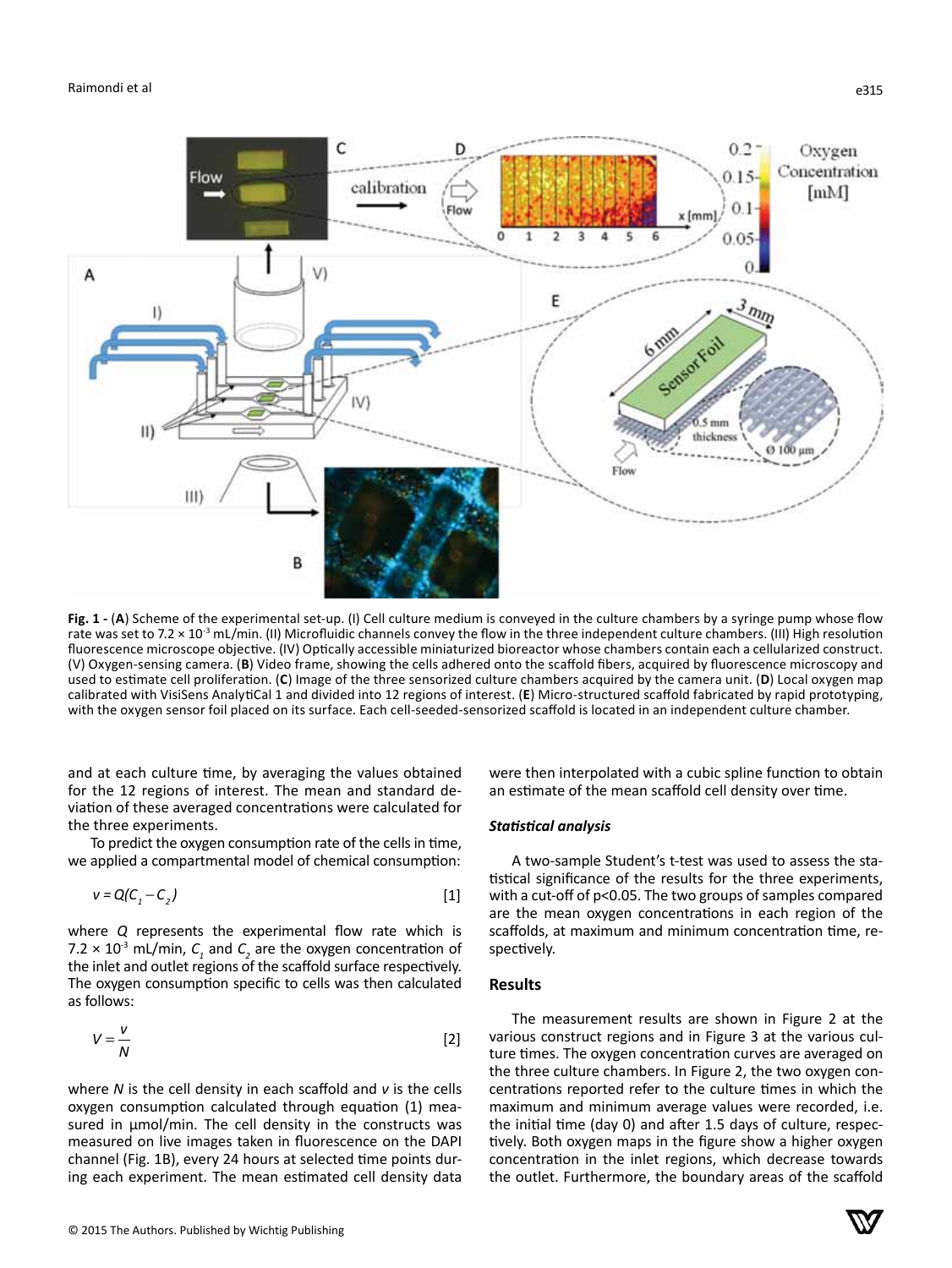**Fig. 1 -** (**A**) Scheme of the experimental set-up. (I) Cell culture medium is conveyed in the culture chambers by a syringe pump whose flow rate was set to $7.2 \times 10^{-3}$ mL/min. (II) Microfluidic channels convey the flow in the three independent culture chambers. (III) High resolution fluorescence microscope objective. (IV) Optically accessible miniaturized bioreactor whose chambers contain each a cellularized construct. (V) Oxygen-sensing camera. (**B**) Video frame, showing the cells adhered onto the scaffold fibers, acquired by fluorescence microscopy and used to estimate cell proliferation. (**C**) Image of the three sensorized culture chambers acquired by the camera unit. (**D**) Local oxygen map calibrated with VisiSens AnalytiCal 1 and divided into 12 regions of interest. (**E**) Micro-structured scaffold fabricated by rapid prototyping, with the oxygen sensor foil placed on its surface. Each cell-seeded-sensorized scaffold is located in an independent culture chamber.

and at each culture time, by averaging the values obtained for the 12 regions of interest. The mean and standard deviation of these averaged concentrations were calculated for the three experiments.

To predict the oxygen consumption rate of the cells in time, we applied a compartmental model of chemical consumption:

$$v = Q(C_1 - C_2) \quad [1]$$

where $Q$ represents the experimental flow rate which is $7.2 \times 10^{-3}$ mL/min, $C_1$ and $C_2$ are the oxygen concentration of the inlet and outlet regions of the scaffold surface respectively. The oxygen consumption specific to cells was then calculated as follows:

$$V = \frac{v}{N} \quad [2]$$

where $N$ is the cell density in each scaffold and $v$ is the cells oxygen consumption calculated through equation (1) measured in μmol/min. The cell density in the constructs was measured on live images taken in fluorescence on the DAPI channel (Fig. 1B), every 24 hours at selected time points during each experiment. The mean estimated cell density data were then interpolated with a cubic spline function to obtain an estimate of the mean scaffold cell density over time.

### *Statistical analysis*

A two-sample Student's t-test was used to assess the statistical significance of the results for the three experiments, with a cut-off of $p<0.05$. The two groups of samples compared are the mean oxygen concentrations in each region of the scaffolds, at maximum and minimum concentration time, respectively.

## Results

The measurement results are shown in Figure 2 at the various construct regions and in Figure 3 at the various culture times. The oxygen concentration curves are averaged on the three culture chambers. In Figure 2, the two oxygen concentrations reported refer to the culture times in which the maximum and minimum average values were recorded, i.e. the initial time (day 0) and after 1.5 days of culture, respectively. Both oxygen maps in the figure show a higher oxygen concentration in the inlet regions, which decrease towards the outlet. Furthermore, the boundary areas of the scaffold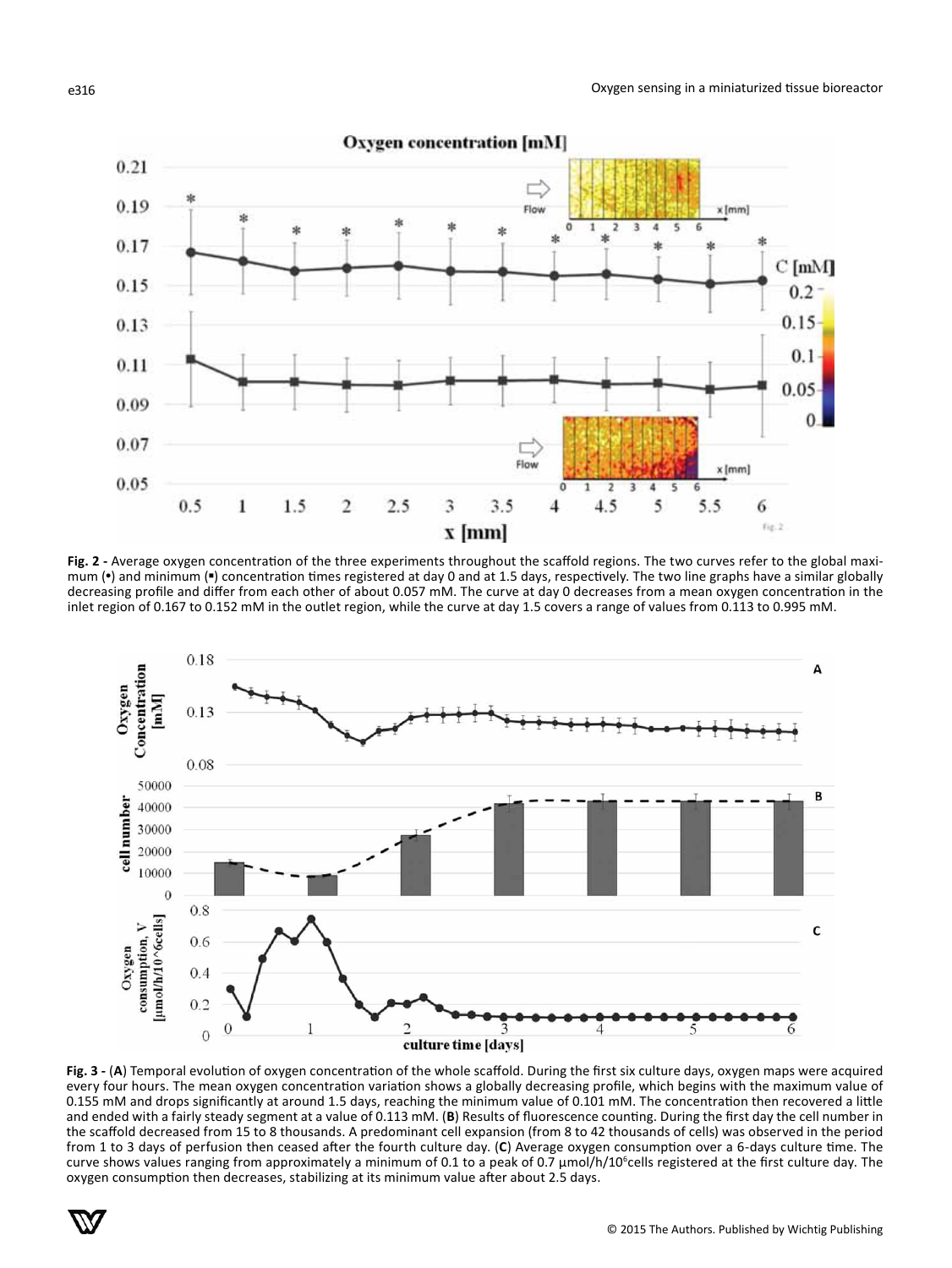**Fig. 2 -** Average oxygen concentration of the three experiments throughout the scaffold regions. The two curves refer to the global maximum (•) and minimum (▪) concentration times registered at day 0 and at 1.5 days, respectively. The two line graphs have a similar globally decreasing profile and differ from each other of about 0.057 mM. The curve at day 0 decreases from a mean oxygen concentration in the inlet region of 0.167 to 0.152 mM in the outlet region, while the curve at day 1.5 covers a range of values from 0.113 to 0.995 mM.

**Fig. 3 -** (**A**) Temporal evolution of oxygen concentration of the whole scaffold. During the first six culture days, oxygen maps were acquired every four hours. The mean oxygen concentration variation shows a globally decreasing profile, which begins with the maximum value of 0.155 mM and drops significantly at around 1.5 days, reaching the minimum value of 0.101 mM. The concentration then recovered a little and ended with a fairly steady segment at a value of 0.113 mM. (**B**) Results of fluorescence counting. During the first day the cell number in the scaffold decreased from 15 to 8 thousands. A predominant cell expansion (from 8 to 42 thousands of cells) was observed in the period from 1 to 3 days of perfusion then ceased after the fourth culture day. (**C**) Average oxygen consumption over a 6-days culture time. The curve shows values ranging from approximately a minimum of 0.1 to a peak of 0.7 µmol/h/$10^6$cells registered at the first culture day. The oxygen consumption then decreases, stabilizing at its minimum value after about 2.5 days.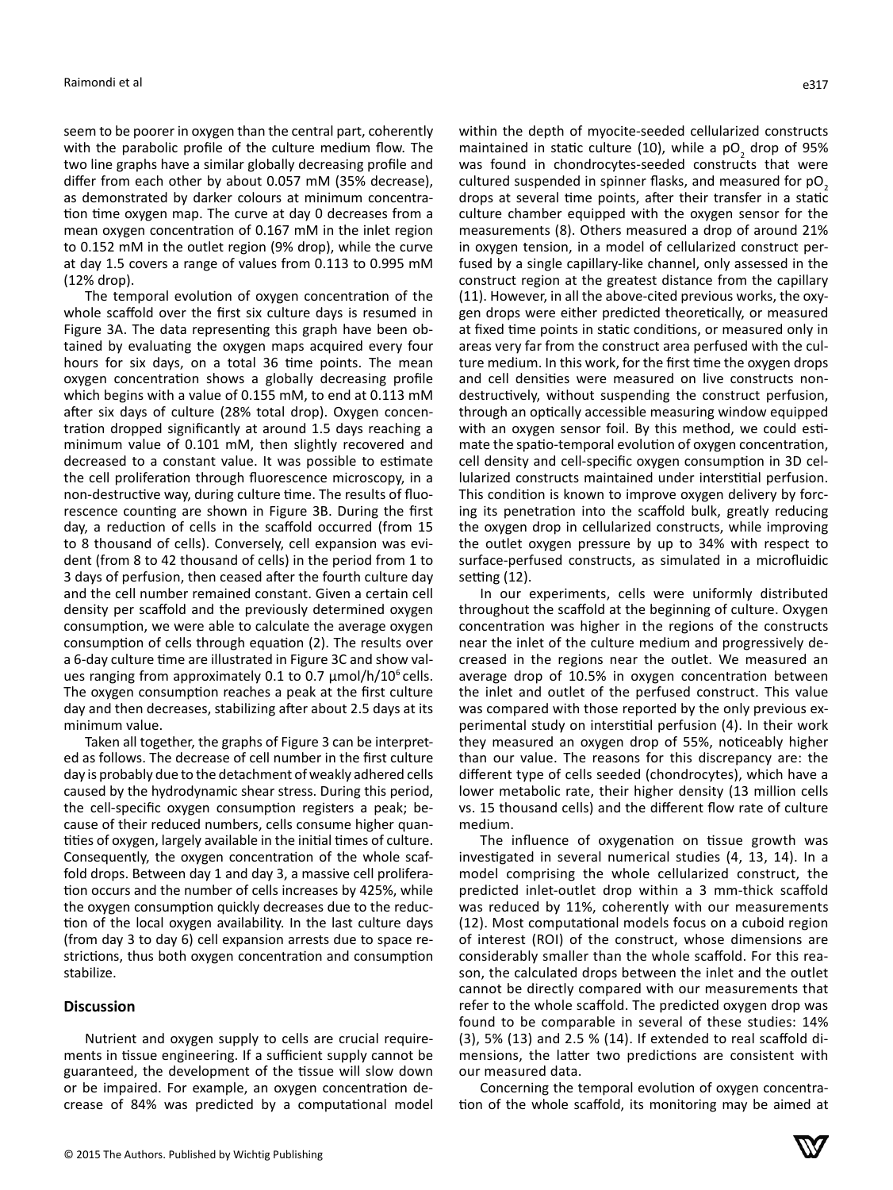seem to be poorer in oxygen than the central part, coherently with the parabolic profile of the culture medium flow. The two line graphs have a similar globally decreasing profile and differ from each other by about 0.057 mM (35% decrease), as demonstrated by darker colours at minimum concentration time oxygen map. The curve at day 0 decreases from a mean oxygen concentration of 0.167 mM in the inlet region to 0.152 mM in the outlet region (9% drop), while the curve at day 1.5 covers a range of values from 0.113 to 0.995 mM (12% drop).

The temporal evolution of oxygen concentration of the whole scaffold over the first six culture days is resumed in Figure 3A. The data representing this graph have been obtained by evaluating the oxygen maps acquired every four hours for six days, on a total 36 time points. The mean oxygen concentration shows a globally decreasing profile which begins with a value of 0.155 mM, to end at 0.113 mM after six days of culture (28% total drop). Oxygen concentration dropped significantly at around 1.5 days reaching a minimum value of 0.101 mM, then slightly recovered and decreased to a constant value. It was possible to estimate the cell proliferation through fluorescence microscopy, in a non-destructive way, during culture time. The results of fluorescence counting are shown in Figure 3B. During the first day, a reduction of cells in the scaffold occurred (from 15 to 8 thousand of cells). Conversely, cell expansion was evident (from 8 to 42 thousand of cells) in the period from 1 to 3 days of perfusion, then ceased after the fourth culture day and the cell number remained constant. Given a certain cell density per scaffold and the previously determined oxygen consumption, we were able to calculate the average oxygen consumption of cells through equation (2). The results over a 6-day culture time are illustrated in Figure 3C and show values ranging from approximately 0.1 to 0.7 μmol/h/$10^6$ cells. The oxygen consumption reaches a peak at the first culture day and then decreases, stabilizing after about 2.5 days at its minimum value.

Taken all together, the graphs of Figure 3 can be interpreted as follows. The decrease of cell number in the first culture day is probably due to the detachment of weakly adhered cells caused by the hydrodynamic shear stress. During this period, the cell-specific oxygen consumption registers a peak; because of their reduced numbers, cells consume higher quantities of oxygen, largely available in the initial times of culture. Consequently, the oxygen concentration of the whole scaffold drops. Between day 1 and day 3, a massive cell proliferation occurs and the number of cells increases by 425%, while the oxygen consumption quickly decreases due to the reduction of the local oxygen availability. In the last culture days (from day 3 to day 6) cell expansion arrests due to space restrictions, thus both oxygen concentration and consumption stabilize.

## Discussion

Nutrient and oxygen supply to cells are crucial requirements in tissue engineering. If a sufficient supply cannot be guaranteed, the development of the tissue will slow down or be impaired. For example, an oxygen concentration decrease of 84% was predicted by a computational model within the depth of myocite-seeded cellularized constructs maintained in static culture (10), while a $pO_2$ drop of 95% was found in chondrocytes-seeded constructs that were cultured suspended in spinner flasks, and measured for $pO_2$ drops at several time points, after their transfer in a static culture chamber equipped with the oxygen sensor for the measurements (8). Others measured a drop of around 21% in oxygen tension, in a model of cellularized construct perfused by a single capillary-like channel, only assessed in the construct region at the greatest distance from the capillary (11). However, in all the above-cited previous works, the oxygen drops were either predicted theoretically, or measured at fixed time points in static conditions, or measured only in areas very far from the construct area perfused with the culture medium. In this work, for the first time the oxygen drops and cell densities were measured on live constructs non-destructively, without suspending the construct perfusion, through an optically accessible measuring window equipped with an oxygen sensor foil. By this method, we could estimate the spatio-temporal evolution of oxygen concentration, cell density and cell-specific oxygen consumption in 3D cellularized constructs maintained under interstitial perfusion. This condition is known to improve oxygen delivery by forcing its penetration into the scaffold bulk, greatly reducing the oxygen drop in cellularized constructs, while improving the outlet oxygen pressure by up to 34% with respect to surface-perfused constructs, as simulated in a microfluidic setting (12).

In our experiments, cells were uniformly distributed throughout the scaffold at the beginning of culture. Oxygen concentration was higher in the regions of the constructs near the inlet of the culture medium and progressively decreased in the regions near the outlet. We measured an average drop of 10.5% in oxygen concentration between the inlet and outlet of the perfused construct. This value was compared with those reported by the only previous experimental study on interstitial perfusion (4). In their work they measured an oxygen drop of 55%, noticeably higher than our value. The reasons for this discrepancy are: the different type of cells seeded (chondrocytes), which have a lower metabolic rate, their higher density (13 million cells vs. 15 thousand cells) and the different flow rate of culture medium.

The influence of oxygenation on tissue growth was investigated in several numerical studies (4, 13, 14). In a model comprising the whole cellularized construct, the predicted inlet-outlet drop within a 3 mm-thick scaffold was reduced by 11%, coherently with our measurements (12). Most computational models focus on a cuboid region of interest (ROI) of the construct, whose dimensions are considerably smaller than the whole scaffold. For this reason, the calculated drops between the inlet and the outlet cannot be directly compared with our measurements that refer to the whole scaffold. The predicted oxygen drop was found to be comparable in several of these studies: 14% (3), 5% (13) and 2.5 % (14). If extended to real scaffold dimensions, the latter two predictions are consistent with our measured data.

Concerning the temporal evolution of oxygen concentration of the whole scaffold, its monitoring may be aimed at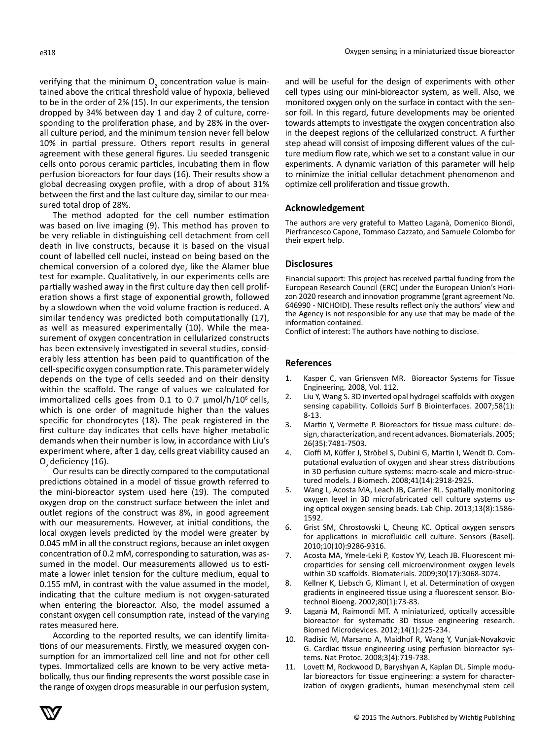verifying that the minimum $O_2$ concentration value is maintained above the critical threshold value of hypoxia, believed to be in the order of 2% (15). In our experiments, the tension dropped by 34% between day 1 and day 2 of culture, corresponding to the proliferation phase, and by 28% in the overall culture period, and the minimum tension never fell below 10% in partial pressure. Others report results in general agreement with these general figures. Liu seeded transgenic cells onto porous ceramic particles, incubating them in flow perfusion bioreactors for four days (16). Their results show a global decreasing oxygen profile, with a drop of about 31% between the first and the last culture day, similar to our measured total drop of 28%.

The method adopted for the cell number estimation was based on live imaging (9). This method has proven to be very reliable in distinguishing cell detachment from cell death in live constructs, because it is based on the visual count of labelled cell nuclei, instead on being based on the chemical conversion of a colored dye, like the Alamer blue test for example. Qualitatively, in our experiments cells are partially washed away in the first culture day then cell proliferation shows a first stage of exponential growth, followed by a slowdown when the void volume fraction is reduced. A similar tendency was predicted both computationally (17), as well as measured experimentally (10). While the measurement of oxygen concentration in cellularized constructs has been extensively investigated in several studies, considerably less attention has been paid to quantification of the cell-specific oxygen consumption rate. This parameter widely depends on the type of cells seeded and on their density within the scaffold. The range of values we calculated for immortalized cells goes from 0.1 to 0.7 μmol/h/$10^6$ cells, which is one order of magnitude higher than the values specific for chondrocytes (18). The peak registered in the first culture day indicates that cells have higher metabolic demands when their number is low, in accordance with Liu's experiment where, after 1 day, cells great viability caused an $O_2$ deficiency (16).

Our results can be directly compared to the computational predictions obtained in a model of tissue growth referred to the mini-bioreactor system used here (19). The computed oxygen drop on the construct surface between the inlet and outlet regions of the construct was 8%, in good agreement with our measurements. However, at initial conditions, the local oxygen levels predicted by the model were greater by 0.045 mM in all the construct regions, because an inlet oxygen concentration of 0.2 mM, corresponding to saturation, was assumed in the model. Our measurements allowed us to estimate a lower inlet tension for the culture medium, equal to 0.155 mM, in contrast with the value assumed in the model, indicating that the culture medium is not oxygen-saturated when entering the bioreactor. Also, the model assumed a constant oxygen cell consumption rate, instead of the varying rates measured here.

According to the reported results, we can identify limitations of our measurements. Firstly, we measured oxygen consumption for an immortalized cell line and not for other cell types. Immortalized cells are known to be very active metabolically, thus our finding represents the worst possible case in the range of oxygen drops measurable in our perfusion system, and will be useful for the design of experiments with other cell types using our mini-bioreactor system, as well. Also, we monitored oxygen only on the surface in contact with the sensor foil. In this regard, future developments may be oriented towards attempts to investigate the oxygen concentration also in the deepest regions of the cellularized construct. A further step ahead will consist of imposing different values of the culture medium flow rate, which we set to a constant value in our experiments. A dynamic variation of this parameter will help to minimize the initial cellular detachment phenomenon and optimize cell proliferation and tissue growth.

## Acknowledgement

The authors are very grateful to Matteo Laganà, Domenico Biondi, Pierfrancesco Capone, Tommaso Cazzato, and Samuele Colombo for their expert help.

## Disclosures

Financial support: This project has received partial funding from the European Research Council (ERC) under the European Union's Horizon 2020 research and innovation programme (grant agreement No. 646990 - NICHOID). These results reflect only the authors' view and the Agency is not responsible for any use that may be made of the information contained.
Conflict of interest: The authors have nothing to disclose.

## References

1. Kasper C, van Griensven MR. Bioreactor Systems for Tissue Engineering. 2008, Vol. 112.
2. Liu Y, Wang S. 3D inverted opal hydrogel scaffolds with oxygen sensing capability. Colloids Surf B Biointerfaces. 2007;58(1): 8-13.
3. Martin Y, Vermette P. Bioreactors for tissue mass culture: design, characterization, and recent advances. Biomaterials. 2005; 26(35):7481-7503.
4. Cioffi M, Küffer J, Ströbel S, Dubini G, Martin I, Wendt D. Computational evaluation of oxygen and shear stress distributions in 3D perfusion culture systems: macro-scale and micro-structured models. J Biomech. 2008;41(14):2918-2925.
5. Wang L, Acosta MA, Leach JB, Carrier RL. Spatially monitoring oxygen level in 3D microfabricated cell culture systems using optical oxygen sensing beads. Lab Chip. 2013;13(8):1586-1592.
6. Grist SM, Chrostowski L, Cheung KC. Optical oxygen sensors for applications in microfluidic cell culture. Sensors (Basel). 2010;10(10):9286-9316.
7. Acosta MA, Ymele-Leki P, Kostov YV, Leach JB. Fluorescent microparticles for sensing cell microenvironment oxygen levels within 3D scaffolds. Biomaterials. 2009;30(17):3068-3074.
8. Kellner K, Liebsch G, Klimant I, et al. Determination of oxygen gradients in engineered tissue using a fluorescent sensor. Biotechnol Bioeng. 2002;80(1):73-83.
9. Laganà M, Raimondi MT. A miniaturized, optically accessible bioreactor for systematic 3D tissue engineering research. Biomed Microdevices. 2012;14(1):225-234.
10. Radisic M, Marsano A, Maidhof R, Wang Y, Vunjak-Novakovic G. Cardiac tissue engineering using perfusion bioreactor systems. Nat Protoc. 2008;3(4):719-738.
11. Lovett M, Rockwood D, Baryshyan A, Kaplan DL. Simple modular bioreactors for tissue engineering: a system for characterization of oxygen gradients, human mesenchymal stem cell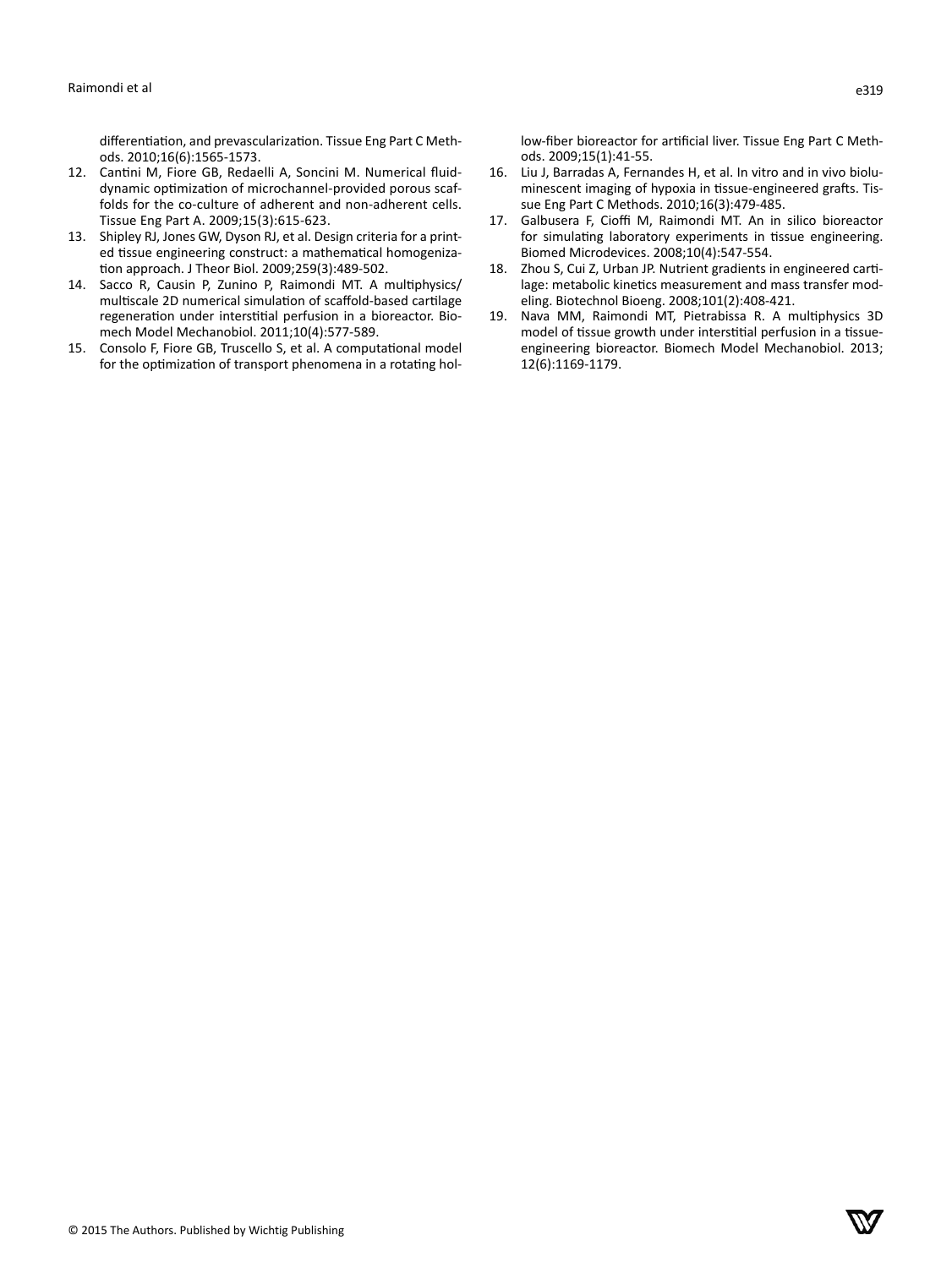differentiation, and prevascularization. Tissue Eng Part C Methods. 2010;16(6):1565-1573.

12. Cantini M, Fiore GB, Redaelli A, Soncini M. Numerical fluid-dynamic optimization of microchannel-provided porous scaffolds for the co-culture of adherent and non-adherent cells. Tissue Eng Part A. 2009;15(3):615-623.
13. Shipley RJ, Jones GW, Dyson RJ, et al. Design criteria for a printed tissue engineering construct: a mathematical homogenization approach. J Theor Biol. 2009;259(3):489-502.
14. Sacco R, Causin P, Zunino P, Raimondi MT. A multiphysics/multiscale 2D numerical simulation of scaffold-based cartilage regeneration under interstitial perfusion in a bioreactor. Biomech Model Mechanobiol. 2011;10(4):577-589.
15. Consolo F, Fiore GB, Truscello S, et al. A computational model for the optimization of transport phenomena in a rotating hollow-fiber bioreactor for artificial liver. Tissue Eng Part C Methods. 2009;15(1):41-55.
16. Liu J, Barradas A, Fernandes H, et al. In vitro and in vivo bioluminescent imaging of hypoxia in tissue-engineered grafts. Tissue Eng Part C Methods. 2010;16(3):479-485.
17. Galbusera F, Cioffi M, Raimondi MT. An in silico bioreactor for simulating laboratory experiments in tissue engineering. Biomed Microdevices. 2008;10(4):547-554.
18. Zhou S, Cui Z, Urban JP. Nutrient gradients in engineered cartilage: metabolic kinetics measurement and mass transfer modeling. Biotechnol Bioeng. 2008;101(2):408-421.
19. Nava MM, Raimondi MT, Pietrabissa R. A multiphysics 3D model of tissue growth under interstitial perfusion in a tissue-engineering bioreactor. Biomech Model Mechanobiol. 2013;12(6):1169-1179.